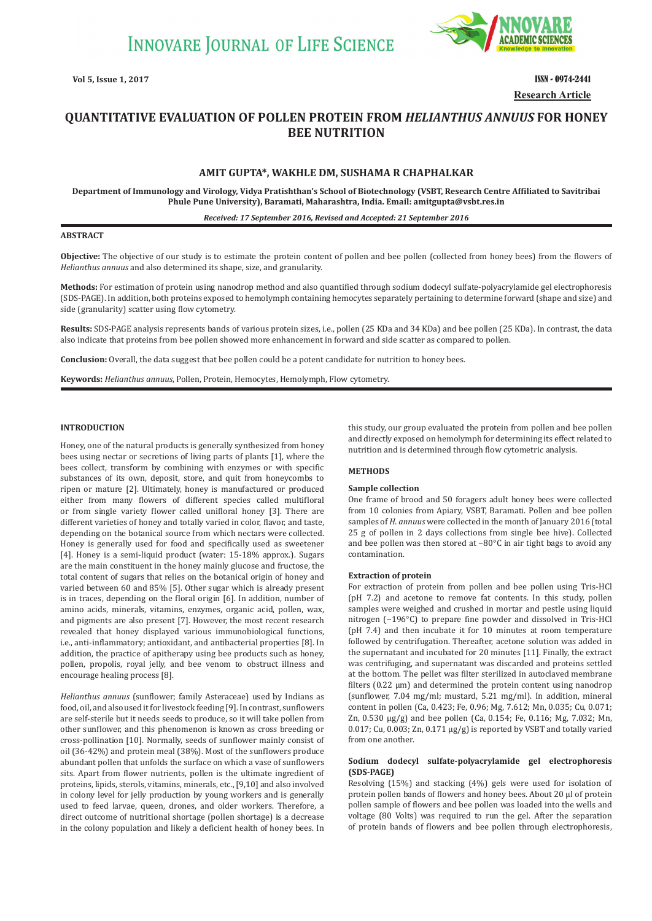# QUANTITATIVE EVALUATION OF POLLEN PROTEIN FROM *HELIANTHUS ANNUUS* FOR HONEY BEE NUTRITION

**Research Article**

**AMIT GUPTA*, WAKHLE DM, SUSHAMA R CHAPHALKAR**

**Department of Immunology and Virology, Vidya Pratishthan's School of Biotechnology (VSBT, Research Centre Affiliated to Savitribai Phule Pune University), Baramati, Maharashtra, India. Email: amitgupta@vsbt.res.in**

***Received: 17 September 2016, Revised and Accepted: 21 September 2016***

## ABSTRACT

**Objective:** The objective of our study is to estimate the protein content of pollen and bee pollen (collected from honey bees) from the flowers of *Helianthus annuus* and also determined its shape, size, and granularity.

**Methods:** For estimation of protein using nanodrop method and also quantified through sodium dodecyl sulfate-polyacrylamide gel electrophoresis (SDS-PAGE). In addition, both proteins exposed to hemolymph containing hemocytes separately pertaining to determine forward (shape and size) and side (granularity) scatter using flow cytometry.

**Results:** SDS-PAGE analysis represents bands of various protein sizes, i.e., pollen (25 KDa and 34 KDa) and bee pollen (25 KDa). In contrast, the data also indicate that proteins from bee pollen showed more enhancement in forward and side scatter as compared to pollen.

**Conclusion:** Overall, the data suggest that bee pollen could be a potent candidate for nutrition to honey bees.

**Keywords:** *Helianthus annuus*, Pollen, Protein, Hemocytes, Hemolymph, Flow cytometry.

## INTRODUCTION

Honey, one of the natural products is generally synthesized from honey bees using nectar or secretions of living parts of plants [1], where the bees collect, transform by combining with enzymes or with specific substances of its own, deposit, store, and quit from honeycombs to ripen or mature [2]. Ultimately, honey is manufactured or produced either from many flowers of different species called multifloral or from single variety flower called unifloral honey [3]. There are different varieties of honey and totally varied in color, flavor, and taste, depending on the botanical source from which nectars were collected. Honey is generally used for food and specifically used as sweetener [4]. Honey is a semi-liquid product (water: 15-18% approx.). Sugars are the main constituent in the honey mainly glucose and fructose, the total content of sugars that relies on the botanical origin of honey and varied between 60 and 85% [5]. Other sugar which is already present is in traces, depending on the floral origin [6]. In addition, number of amino acids, minerals, vitamins, enzymes, organic acid, pollen, wax, and pigments are also present [7]. However, the most recent research revealed that honey displayed various immunobiological functions, i.e., anti-inflammatory; antioxidant, and antibacterial properties [8]. In addition, the practice of apitherapy using bee products such as honey, pollen, propolis, royal jelly, and bee venom to obstruct illness and encourage healing process [8].

*Helianthus annuus* (sunflower; family Asteraceae) used by Indians as food, oil, and also used it for livestock feeding [9]. In contrast, sunflowers are self-sterile but it needs seeds to produce, so it will take pollen from other sunflower, and this phenomenon is known as cross breeding or cross-pollination [10]. Normally, seeds of sunflower mainly consist of oil (36-42%) and protein meal (38%). Most of the sunflowers produce abundant pollen that unfolds the surface on which a vase of sunflowers sits. Apart from flower nutrients, pollen is the ultimate ingredient of proteins, lipids, sterols, vitamins, minerals, etc., [9,10] and also involved in colony level for jelly production by young workers and is generally used to feed larvae, queen, drones, and older workers. Therefore, a direct outcome of nutritional shortage (pollen shortage) is a decrease in the colony population and likely a deficient health of honey bees. In this study, our group evaluated the protein from pollen and bee pollen and directly exposed on hemolymph for determining its effect related to nutrition and is determined through flow cytometric analysis.

## METHODS

### Sample collection

One frame of brood and 50 foragers adult honey bees were collected from 10 colonies from Apiary, VSBT, Baramati. Pollen and bee pollen samples of *H. annuus* were collected in the month of January 2016 (total 25 g of pollen in 2 days collections from single bee hive). Collected and bee pollen was then stored at −80°C in air tight bags to avoid any contamination.

### Extraction of protein

For extraction of protein from pollen and bee pollen using Tris-HCl (pH 7.2) and acetone to remove fat contents. In this study, pollen samples were weighed and crushed in mortar and pestle using liquid nitrogen (−196°C) to prepare fine powder and dissolved in Tris-HCl (pH 7.4) and then incubate it for 10 minutes at room temperature followed by centrifugation. Thereafter, acetone solution was added in the supernatant and incubated for 20 minutes [11]. Finally, the extract was centrifuging, and supernatant was discarded and proteins settled at the bottom. The pellet was filter sterilized in autoclaved membrane filters (0.22 µm) and determined the protein content using nanodrop (sunflower, 7.04 mg/ml; mustard, 5.21 mg/ml). In addition, mineral content in pollen (Ca, 0.423; Fe, 0.96; Mg, 7.612; Mn, 0.035; Cu, 0.071; Zn, 0.530 µg/g) and bee pollen (Ca, 0.154; Fe, 0.116; Mg, 7.032; Mn, 0.017; Cu, 0.003; Zn, 0.171 µg/g) is reported by VSBT and totally varied from one another.

### Sodium dodecyl sulfate-polyacrylamide gel electrophoresis (SDS-PAGE)

Resolving (15%) and stacking (4%) gels were used for isolation of protein pollen bands of flowers and honey bees. About 20 µl of protein pollen sample of flowers and bee pollen was loaded into the wells and voltage (80 Volts) was required to run the gel. After the separation of protein bands of flowers and bee pollen through electrophoresis,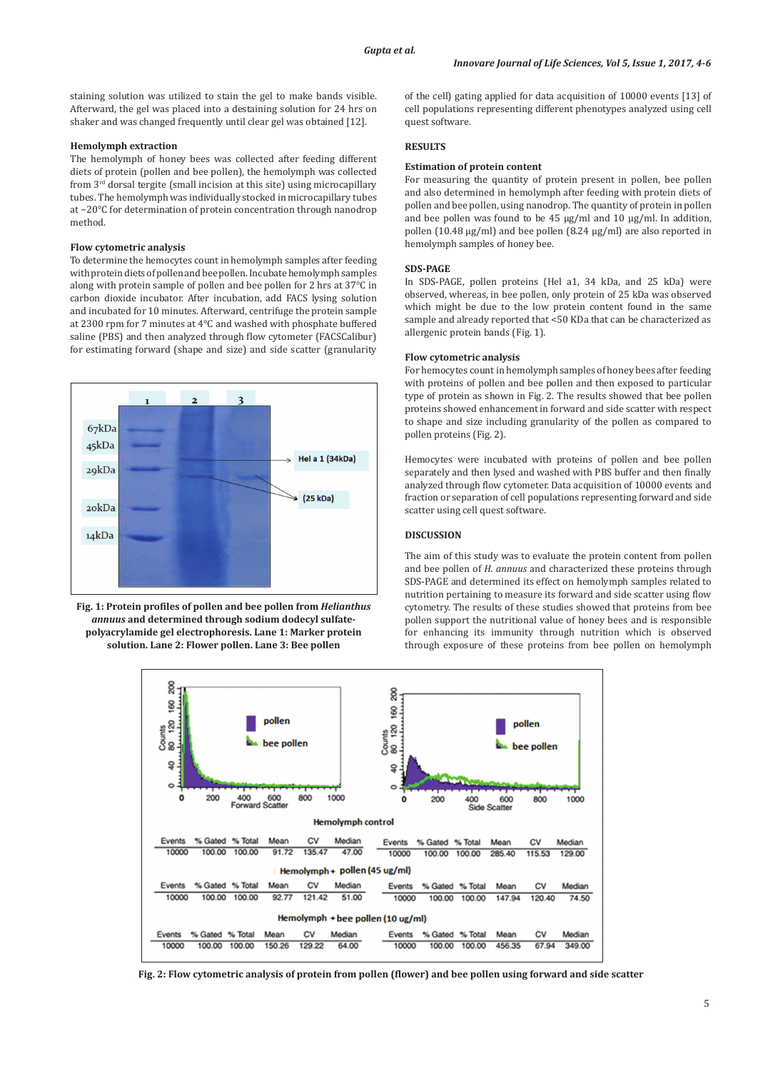staining solution was utilized to stain the gel to make bands visible. Afterward, the gel was placed into a destaining solution for 24 hrs on shaker and was changed frequently until clear gel was obtained [12].

### Hemolymph extraction

The hemolymph of honey bees was collected after feeding different diets of protein (pollen and bee pollen), the hemolymph was collected from 3rd dorsal tergite (small incision at this site) using microcapillary tubes. The hemolymph was individually stocked in microcapillary tubes at −20°C for determination of protein concentration through nanodrop method.

### Flow cytometric analysis

To determine the hemocytes count in hemolymph samples after feeding with protein diets of pollen and bee pollen. Incubate hemolymph samples along with protein sample of pollen and bee pollen for 2 hrs at 37°C in carbon dioxide incubator. After incubation, add FACS lysing solution and incubated for 10 minutes. Afterward, centrifuge the protein sample at 2300 rpm for 7 minutes at 4°C and washed with phosphate buffered saline (PBS) and then analyzed through flow cytometer (FACSCalibur) for estimating forward (shape and size) and side scatter (granularity of the cell) gating applied for data acquisition of 10000 events [13] of cell populations representing different phenotypes analyzed using cell quest software.

**Fig. 1: Protein profiles of pollen and bee pollen from *Helianthus annuus* and determined through sodium dodecyl sulfate-polyacrylamide gel electrophoresis. Lane 1: Marker protein solution. Lane 2: Flower pollen. Lane 3: Bee pollen**

## RESULTS

### Estimation of protein content

For measuring the quantity of protein present in pollen, bee pollen and also determined in hemolymph after feeding with protein diets of pollen and bee pollen, using nanodrop. The quantity of protein in pollen and bee pollen was found to be 45 µg/ml and 10 µg/ml. In addition, pollen (10.48 µg/ml) and bee pollen (8.24 µg/ml) are also reported in hemolymph samples of honey bee.

### SDS-PAGE

In SDS-PAGE, pollen proteins (Hel a1, 34 kDa, and 25 kDa) were observed, whereas, in bee pollen, only protein of 25 kDa was observed which might be due to the low protein content found in the same sample and already reported that <50 KDa that can be characterized as allergenic protein bands (Fig. 1).

### Flow cytometric analysis

For hemocytes count in hemolymph samples of honey bees after feeding with proteins of pollen and bee pollen and then exposed to particular type of protein as shown in Fig. 2. The results showed that bee pollen proteins showed enhancement in forward and side scatter with respect to shape and size including granularity of the pollen as compared to pollen proteins (Fig. 2).

Hemocytes were incubated with proteins of pollen and bee pollen separately and then lysed and washed with PBS buffer and then finally analyzed through flow cytometer. Data acquisition of 10000 events and fraction or separation of cell populations representing forward and side scatter using cell quest software.

## DISCUSSION

The aim of this study was to evaluate the protein content from pollen and bee pollen of *H. annuus* and characterized these proteins through SDS-PAGE and determined its effect on hemolymph samples related to nutrition pertaining to measure its forward and side scatter using flow cytometry. The results of these studies showed that proteins from bee pollen support the nutritional value of honey bees and is responsible for enhancing its immunity through nutrition which is observed through exposure of these proteins from bee pollen on hemolymph

**Hemolymph control**

| | Events | % Gated | % Total | Mean | CV | Median |
|---|---|---|---|---|---|---|
| Forward Scatter | 10000 | 100.00 | 100.00 | 91.72 | 135.47 | 47.00 |
| Side Scatter | 10000 | 100.00 | 100.00 | 285.40 | 115.53 | 129.00 |

**Hemolymph + pollen (45 ug/ml)**

| | Events | % Gated | % Total | Mean | CV | Median |
|---|---|---|---|---|---|---|
| Forward Scatter | 10000 | 100.00 | 100.00 | 92.77 | 121.42 | 51.00 |
| Side Scatter | 10000 | 100.00 | 100.00 | 147.94 | 120.40 | 74.50 |

**Hemolymph + bee pollen (10 ug/ml)**

| | Events | % Gated | % Total | Mean | CV | Median |
|---|---|---|---|---|---|---|
| Forward Scatter | 10000 | 100.00 | 100.00 | 150.26 | 129.22 | 64.00 |
| Side Scatter | 10000 | 100.00 | 100.00 | 456.35 | 67.94 | 349.00 |

**Fig. 2: Flow cytometric analysis of protein from pollen (flower) and bee pollen using forward and side scatter**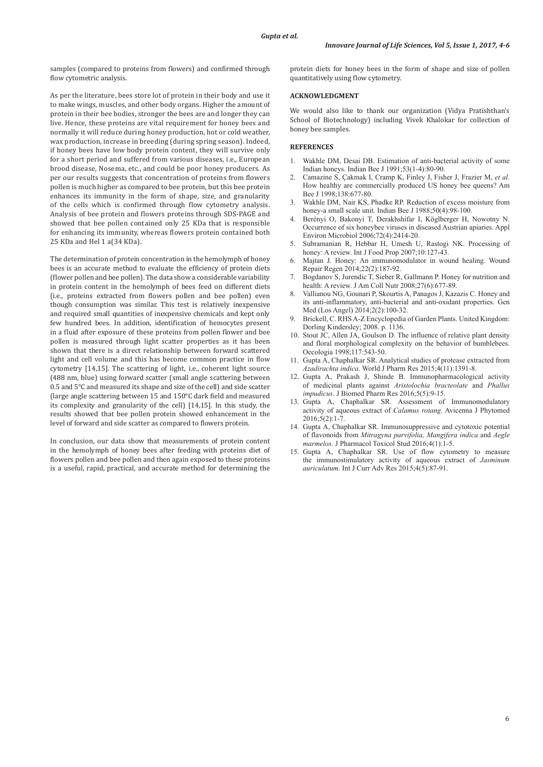samples (compared to proteins from flowers) and confirmed through flow cytometric analysis.

As per the literature, bees store lot of protein in their body and use it to make wings, muscles, and other body organs. Higher the amount of protein in their bee bodies, stronger the bees are and longer they can live. Hence, these proteins are vital requirement for honey bees and normally it will reduce during honey production, hot or cold weather, wax production, increase in breeding (during spring season). Indeed, if honey bees have low body protein content, they will survive only for a short period and suffered from various diseases, i.e., European brood disease, Nosema, etc., and could be poor honey producers. As per our results suggests that concentration of proteins from flowers pollen is much higher as compared to bee protein, but this bee protein enhances its immunity in the form of shape, size, and granularity of the cells which is confirmed through flow cytometry analysis. Analysis of bee protein and flowers proteins through SDS-PAGE and showed that bee pollen contained only 25 KDa that is responsible for enhancing its immunity, whereas flowers protein contained both 25 KDa and Hel 1 a(34 KDa).

The determination of protein concentration in the hemolymph of honey bees is an accurate method to evaluate the efficiency of protein diets (flower pollen and bee pollen). The data show a considerable variability in protein content in the hemolymph of bees feed on different diets (i.e., proteins extracted from flowers pollen and bee pollen) even though consumption was similar. This test is relatively inexpensive and required small quantities of inexpensive chemicals and kept only few hundred bees. In addition, identification of hemocytes present in a fluid after exposure of these proteins from pollen flower and bee pollen is measured through light scatter properties as it has been shown that there is a direct relationship between forward scattered light and cell volume and this has become common practice in flow cytometry [14,15]. The scattering of light, i.e., coherent light source (488 nm, blue) using forward scatter (small angle scattering between 0.5 and 5°C and measured its shape and size of the cell) and side scatter (large angle scattering between 15 and 150°C dark field and measured its complexity and granularity of the cell) [14,15]. In this study, the results showed that bee pollen protein showed enhancement in the level of forward and side scatter as compared to flowers protein.

In conclusion, our data show that measurements of protein content in the hemolymph of honey bees after feeding with proteins diet of flowers pollen and bee pollen and then again exposed to these proteins is a useful, rapid, practical, and accurate method for determining the protein diets for honey bees in the form of shape and size of pollen quantitatively using flow cytometry.

## ACKNOWLEDGMENT

We would also like to thank our organization (Vidya Pratishthan's School of Biotechnology) including Vivek Khalokar for collection of honey bee samples.

## REFERENCES

1. Wakhle DM, Desai DB. Estimation of anti-bacterial activity of some Indian honeys. Indian Bee J 1991;53(1-4):80-90.
2. Camazine S, Çakmak I, Cramp K, Finley J, Fisher J, Frazier M, *et al*. How healthy are commercially produced US honey bee queens? Am Bee J 1998;138:677-80.
3. Wakhle DM, Nair KS, Phadke RP. Reduction of excess moisture from honey-a small scale unit. Indian Bee J 1988;50(4):98-100.
4. Berényi O, Bakonyi T, Derakhshifar I, Köglberger H, Nowotny N. Occurrence of six honeybee viruses in diseased Austrian apiaries. Appl Environ Microbiol 2006;72(4):2414-20.
5. Subramanian R, Hebbar H, Umesh U, Rastogi NK. Processing of honey: A review. Int J Food Prop 2007;10:127-43.
6. Majtan J. Honey: An immunomodulator in wound healing. Wound Repair Regen 2014;22(2):187-92.
7. Bogdanov S, Jurendic T, Sieber R, Gallmann P. Honey for nutrition and health: A review. J Am Coll Nutr 2008;27(6):677-89.
8. Vallianou NG, Gounari P, Skourtis A, Panagos J, Kazazis C. Honey and its anti-inflammatory, anti-bacterial and anti-oxidant properties. Gen Med (Los Angel) 2014;2(2):100-32.
9. Brickell, C. RHS A-Z Encyclopedia of Garden Plants. United Kingdom: Dorling Kindersley; 2008. p. 1136.
10. Stout JC, Allen JA, Goulson D. The influence of relative plant density and floral morphological complexity on the behavior of bumblebees. Oecologia 1998;117:543-50.
11. Gupta A, Chaphalkar SR. Analytical studies of protease extracted from *Azadirachta indica*. World J Pharm Res 2015;4(11):1391-8.
12. Gupta A, Prakash J, Shinde B. Immunopharmacological activity of medicinal plants against *Aristolochia bracteolate* and *Phallus impudicus*. J Biomed Pharm Res 2016;5(5):9-15.
13. Gupta A, Chaphalkar SR. Assessment of Immunomodulatory activity of aqueous extract of *Calamus rotang.* Avicenna J Phytomed 2016;5(2):1-7.
14. Gupta A, Chaphalkar SR. Immunosuppressive and cytotoxic potential of flavonoids from *Mitragyna parvifolia, Mangifera indica* and *Aegle marmelos.* J Pharmacol Toxicol Stud 2016;4(1):1-5.
15. Gupta A, Chaphalkar SR. Use of flow cytometry to measure the immunostimulatory activity of aqueous extract of *Jasminum auriculatum.* Int J Curr Adv Res 2015;4(5):87-91.